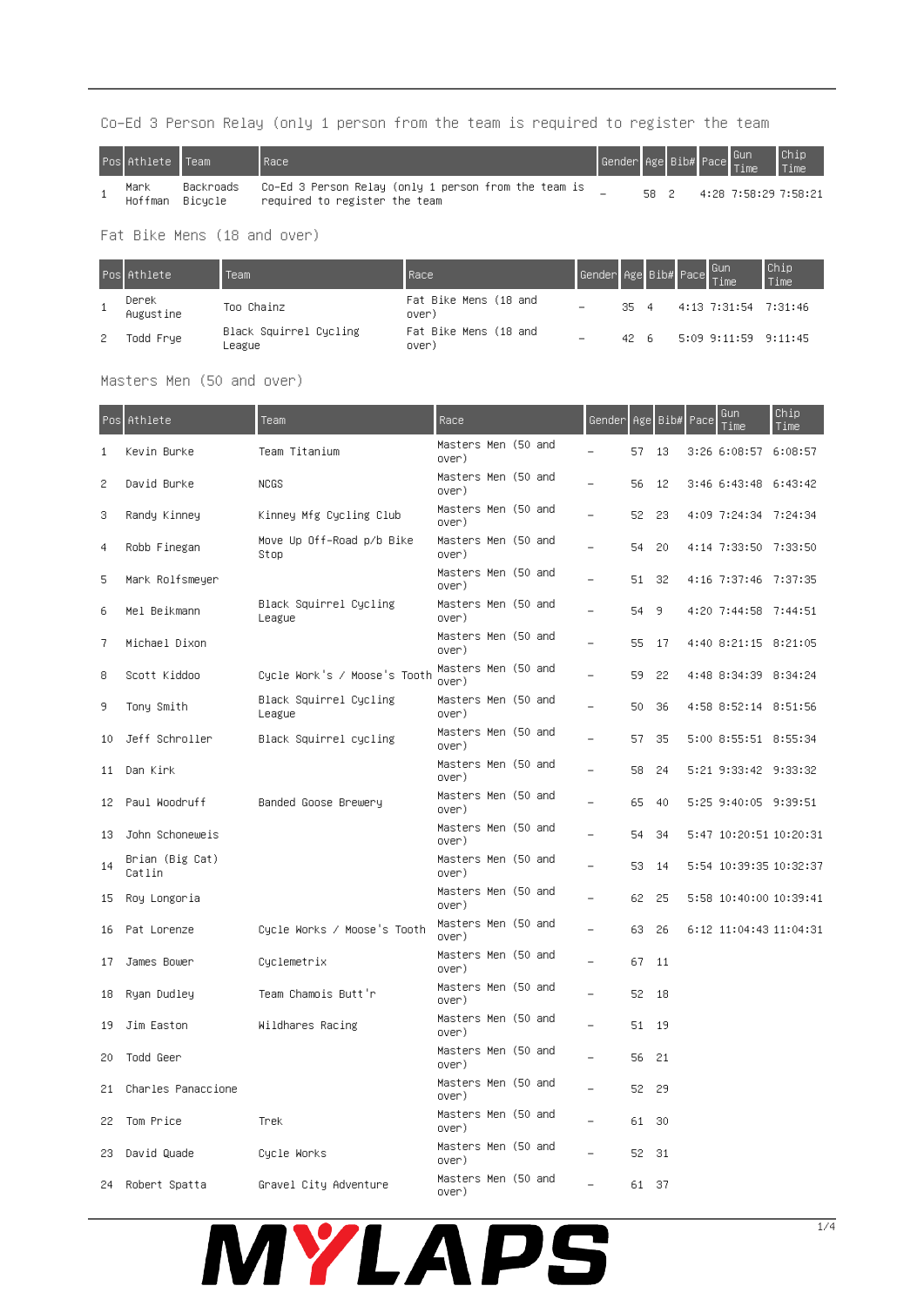## Co-Ed 3 Person Relay (only 1 person from the team is required to register the team

| Pos | Athlete | Team | Race | Gender | Age | Bib# | Pace | Gun Time | Chip Time |
|---|---|---|---|---|---|---|---|---|---|
| 1 | Mark Hoffman | Backroads Bicycle | Co-Ed 3 Person Relay (only 1 person from the team is required to register the team | – | 58 | 2 | 4:28 | 7:58:29 | 7:58:21 |

## Fat Bike Mens (18 and over)

| Pos | Athlete | Team | Race | Gender | Age | Bib# | Pace | Gun Time | Chip Time |
|---|---|---|---|---|---|---|---|---|---|
| 1 | Derek Augustine | Too Chainz | Fat Bike Mens (18 and over) | – | 35 | 4 | 4:13 | 7:31:54 | 7:31:46 |
| 2 | Todd Frye | Black Squirrel Cycling League | Fat Bike Mens (18 and over) | – | 42 | 6 | 5:09 | 9:11:59 | 9:11:45 |

## Masters Men (50 and over)

| Pos | Athlete | Team | Race | Gender | Age | Bib# | Pace | Gun Time | Chip Time |
|---|---|---|---|---|---|---|---|---|---|
| 1 | Kevin Burke | Team Titanium | Masters Men (50 and over) | – | 57 | 13 | 3:26 | 6:08:57 | 6:08:57 |
| 2 | David Burke | NCGS | Masters Men (50 and over) | – | 56 | 12 | 3:46 | 6:43:48 | 6:43:42 |
| 3 | Randy Kinney | Kinney Mfg Cycling Club | Masters Men (50 and over) | – | 52 | 23 | 4:09 | 7:24:34 | 7:24:34 |
| 4 | Robb Finegan | Move Up Off-Road p/b Bike Stop | Masters Men (50 and over) | – | 54 | 20 | 4:14 | 7:33:50 | 7:33:50 |
| 5 | Mark Rolfsmeyer | | Masters Men (50 and over) | – | 51 | 32 | 4:16 | 7:37:46 | 7:37:35 |
| 6 | Mel Beikmann | Black Squirrel Cycling League | Masters Men (50 and over) | – | 54 | 9 | 4:20 | 7:44:58 | 7:44:51 |
| 7 | Michael Dixon | | Masters Men (50 and over) | – | 55 | 17 | 4:40 | 8:21:15 | 8:21:05 |
| 8 | Scott Kiddoo | Cycle Work's / Moose's Tooth | Masters Men (50 and over) | – | 59 | 22 | 4:48 | 8:34:39 | 8:34:24 |
| 9 | Tony Smith | Black Squirrel Cycling League | Masters Men (50 and over) | – | 50 | 36 | 4:58 | 8:52:14 | 8:51:56 |
| 10 | Jeff Schroller | Black Squirrel cycling | Masters Men (50 and over) | – | 57 | 35 | 5:00 | 8:55:51 | 8:55:34 |
| 11 | Dan Kirk | | Masters Men (50 and over) | – | 58 | 24 | 5:21 | 9:33:42 | 9:33:32 |
| 12 | Paul Woodruff | Banded Goose Brewery | Masters Men (50 and over) | – | 65 | 40 | 5:25 | 9:40:05 | 9:39:51 |
| 13 | John Schoneweis | | Masters Men (50 and over) | – | 54 | 34 | 5:47 | 10:20:51 | 10:20:31 |
| 14 | Brian (Big Cat) Catlin | | Masters Men (50 and over) | – | 53 | 14 | 5:54 | 10:39:35 | 10:32:37 |
| 15 | Roy Longoria | | Masters Men (50 and over) | – | 62 | 25 | 5:58 | 10:40:00 | 10:39:41 |
| 16 | Pat Lorenze | Cycle Works / Moose's Tooth | Masters Men (50 and over) | – | 63 | 26 | 6:12 | 11:04:43 | 11:04:31 |
| 17 | James Bower | Cyclemetrix | Masters Men (50 and over) | – | 67 | 11 | | | |
| 18 | Ryan Dudley | Team Chamois Butt'r | Masters Men (50 and over) | – | 52 | 18 | | | |
| 19 | Jim Easton | Wildhares Racing | Masters Men (50 and over) | – | 51 | 19 | | | |
| 20 | Todd Geer | | Masters Men (50 and over) | – | 56 | 21 | | | |
| 21 | Charles Panaccione | | Masters Men (50 and over) | – | 52 | 29 | | | |
| 22 | Tom Price | Trek | Masters Men (50 and over) | – | 61 | 30 | | | |
| 23 | David Quade | Cycle Works | Masters Men (50 and over) | – | 52 | 31 | | | |
| 24 | Robert Spatta | Gravel City Adventure | Masters Men (50 and over) | – | 61 | 37 | | | |

MYLAPS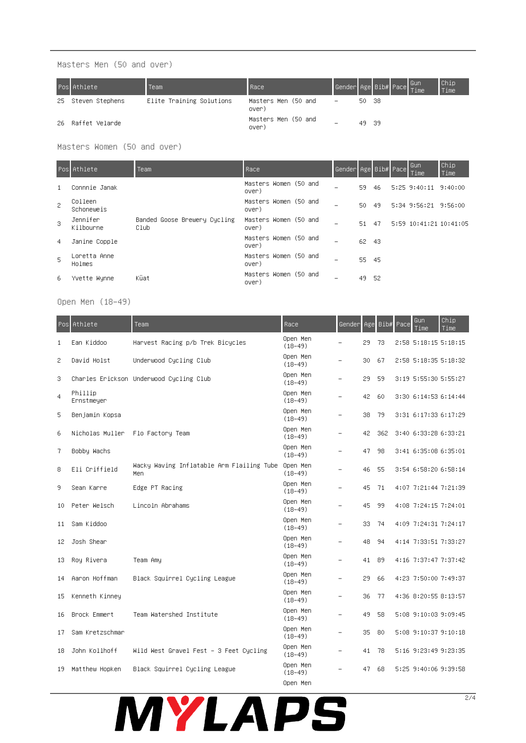### Masters Men (50 and over)

| Pos | Athlete | Team | Race | Gender | Age | Bib# | Pace | Gun Time | Chip Time |
|---|---|---|---|---|---|---|---|---|---|
| 25 | Steven Stephens | Elite Training Solutions | Masters Men (50 and over) | – | 50 | 38 | | | |
| 26 | Raffet Velarde | | Masters Men (50 and over) | – | 49 | 39 | | | |

### Masters Women (50 and over)

| Pos | Athlete | Team | Race | Gender | Age | Bib# | Pace | Gun Time | Chip Time |
|---|---|---|---|---|---|---|---|---|---|
| 1 | Connnie Janak | | Masters Women (50 and over) | – | 59 | 46 | 5:25 | 9:40:11 | 9:40:00 |
| 2 | Colleen Schoneweis | | Masters Women (50 and over) | – | 50 | 49 | 5:34 | 9:56:21 | 9:56:00 |
| 3 | Jennifer Kilbourne | Banded Goose Brewery Cycling Club | Masters Women (50 and over) | – | 51 | 47 | 5:59 | 10:41:21 | 10:41:05 |
| 4 | Janine Copple | | Masters Women (50 and over) | – | 62 | 43 | | | |
| 5 | Loretta Anne Holmes | | Masters Women (50 and over) | – | 55 | 45 | | | |
| 6 | Yvette Wynne | Küat | Masters Women (50 and over) | – | 49 | 52 | | | |

### Open Men (18-49)

| Pos | Athlete | Team | Race | Gender | Age | Bib# | Pace | Gun Time | Chip Time |
|---|---|---|---|---|---|---|---|---|---|
| 1 | Ean Kiddoo | Harvest Racing p/b Trek Bicycles | Open Men (18-49) | – | 29 | 73 | 2:58 | 5:18:15 | 5:18:15 |
| 2 | David Holst | Underwood Cycling Club | Open Men (18-49) | – | 30 | 67 | 2:58 | 5:18:35 | 5:18:32 |
| 3 | Charles Erickson | Underwood Cycling Club | Open Men (18-49) | – | 29 | 59 | 3:19 | 5:55:30 | 5:55:27 |
| 4 | Phillip Ernstmeyer | | Open Men (18-49) | – | 42 | 60 | 3:30 | 6:14:53 | 6:14:44 |
| 5 | Benjamin Kopsa | | Open Men (18-49) | – | 38 | 79 | 3:31 | 6:17:33 | 6:17:29 |
| 6 | Nicholas Muller | Flo Factory Team | Open Men (18-49) | – | 42 | 362 | 3:40 | 6:33:28 | 6:33:21 |
| 7 | Bobby Wachs | | Open Men (18-49) | – | 47 | 98 | 3:41 | 6:35:08 | 6:35:01 |
| 8 | Eli Criffield | Wacky Waving Inflatable Arm Flailing Tube Men | Open Men (18-49) | – | 46 | 55 | 3:54 | 6:58:20 | 6:58:14 |
| 9 | Sean Karre | Edge PT Racing | Open Men (18-49) | – | 45 | 71 | 4:07 | 7:21:44 | 7:21:39 |
| 10 | Peter Welsch | Lincoln Abrahams | Open Men (18-49) | – | 45 | 99 | 4:08 | 7:24:15 | 7:24:01 |
| 11 | Sam Kiddoo | | Open Men (18-49) | – | 33 | 74 | 4:09 | 7:24:31 | 7:24:17 |
| 12 | Josh Shear | | Open Men (18-49) | – | 48 | 94 | 4:14 | 7:33:51 | 7:33:27 |
| 13 | Roy Rivera | Team Amy | Open Men (18-49) | – | 41 | 89 | 4:16 | 7:37:47 | 7:37:42 |
| 14 | Aaron Hoffman | Black Squirrel Cycling League | Open Men (18-49) | – | 29 | 66 | 4:23 | 7:50:00 | 7:49:37 |
| 15 | Kenneth Kinney | | Open Men (18-49) | – | 36 | 77 | 4:36 | 8:20:55 | 8:13:57 |
| 16 | Brock Emmert | Team Watershed Institute | Open Men (18-49) | – | 49 | 58 | 5:08 | 9:10:03 | 9:09:45 |
| 17 | Sam Kretzschmar | | Open Men (18-49) | – | 35 | 80 | 5:08 | 9:10:37 | 9:10:18 |
| 18 | John Kollhoff | Wild West Gravel Fest - 3 Feet Cycling | Open Men (18-49) | – | 41 | 78 | 5:16 | 9:23:49 | 9:23:35 |
| 19 | Matthew Hopken | Black Squirrel Cycling League | Open Men (18-49) | – | 47 | 68 | 5:25 | 9:40:06 | 9:39:58 |
| | | | Open Men | | | | | | |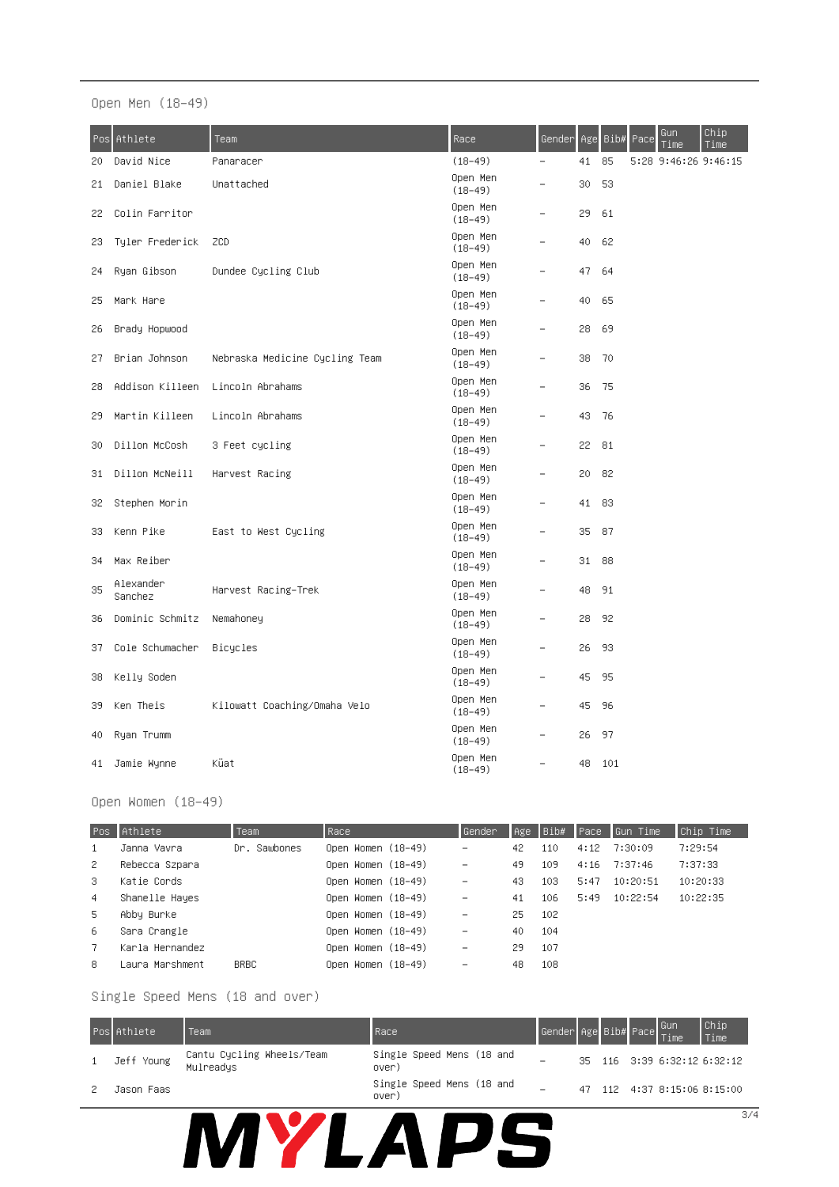## Open Men (18-49)

| Pos | Athlete | Team | Race | Gender | Age | Bib# | Pace | Gun Time | Chip Time |
|---|---|---|---|---|---|---|---|---|---|
| 20 | David Nice | Panaracer | (18-49) | - | 41 | 85 | 5:28 | 9:46:26 | 9:46:15 |
| 21 | Daniel Blake | Unattached | Open Men (18-49) | - | 30 | 53 | | | |
| 22 | Colin Farritor | | Open Men (18-49) | - | 29 | 61 | | | |
| 23 | Tyler Frederick | ZCD | Open Men (18-49) | - | 40 | 62 | | | |
| 24 | Ryan Gibson | Dundee Cycling Club | Open Men (18-49) | - | 47 | 64 | | | |
| 25 | Mark Hare | | Open Men (18-49) | - | 40 | 65 | | | |
| 26 | Brady Hopwood | | Open Men (18-49) | - | 28 | 69 | | | |
| 27 | Brian Johnson | Nebraska Medicine Cycling Team | Open Men (18-49) | - | 38 | 70 | | | |
| 28 | Addison Killeen | Lincoln Abrahams | Open Men (18-49) | - | 36 | 75 | | | |
| 29 | Martin Killeen | Lincoln Abrahams | Open Men (18-49) | - | 43 | 76 | | | |
| 30 | Dillon McCosh | 3 Feet cycling | Open Men (18-49) | - | 22 | 81 | | | |
| 31 | Dillon McNeill | Harvest Racing | Open Men (18-49) | - | 20 | 82 | | | |
| 32 | Stephen Morin | | Open Men (18-49) | - | 41 | 83 | | | |
| 33 | Kenn Pike | East to West Cycling | Open Men (18-49) | - | 35 | 87 | | | |
| 34 | Max Reiber | | Open Men (18-49) | - | 31 | 88 | | | |
| 35 | Alexander Sanchez | Harvest Racing-Trek | Open Men (18-49) | - | 48 | 91 | | | |
| 36 | Dominic Schmitz | Nemahoney | Open Men (18-49) | - | 28 | 92 | | | |
| 37 | Cole Schumacher | Bicycles | Open Men (18-49) | - | 26 | 93 | | | |
| 38 | Kelly Soden | | Open Men (18-49) | - | 45 | 95 | | | |
| 39 | Ken Theis | Kilowatt Coaching/Omaha Velo | Open Men (18-49) | - | 45 | 96 | | | |
| 40 | Ryan Trumm | | Open Men (18-49) | - | 26 | 97 | | | |
| 41 | Jamie Wynne | Küat | Open Men (18-49) | - | 48 | 101 | | | |

## Open Women (18-49)

| Pos | Athlete | Team | Race | Gender | Age | Bib# | Pace | Gun Time | Chip Time |
|---|---|---|---|---|---|---|---|---|---|
| 1 | Janna Vavra | Dr. Sawbones | Open Women (18-49) | - | 42 | 110 | 4:12 | 7:30:09 | 7:29:54 |
| 2 | Rebecca Szpara | | Open Women (18-49) | - | 49 | 109 | 4:16 | 7:37:46 | 7:37:33 |
| 3 | Katie Cords | | Open Women (18-49) | - | 43 | 103 | 5:47 | 10:20:51 | 10:20:33 |
| 4 | Shanelle Hayes | | Open Women (18-49) | - | 41 | 106 | 5:49 | 10:22:54 | 10:22:35 |
| 5 | Abby Burke | | Open Women (18-49) | - | 25 | 102 | | | |
| 6 | Sara Crangle | | Open Women (18-49) | - | 40 | 104 | | | |
| 7 | Karla Hernandez | | Open Women (18-49) | - | 29 | 107 | | | |
| 8 | Laura Marshment | BRBC | Open Women (18-49) | - | 48 | 108 | | | |

## Single Speed Mens (18 and over)

| Pos | Athlete | Team | Race | Gender | Age | Bib# | Pace | Gun Time | Chip Time |
|---|---|---|---|---|---|---|---|---|---|
| 1 | Jeff Young | Cantu Cycling Wheels/Team Mulreadys | Single Speed Mens (18 and over) | - | 35 | 116 | 3:39 | 6:32:12 | 6:32:12 |
| 2 | Jason Faas | | Single Speed Mens (18 and over) | - | 47 | 112 | 4:37 | 8:15:06 | 8:15:00 |

MYLAPS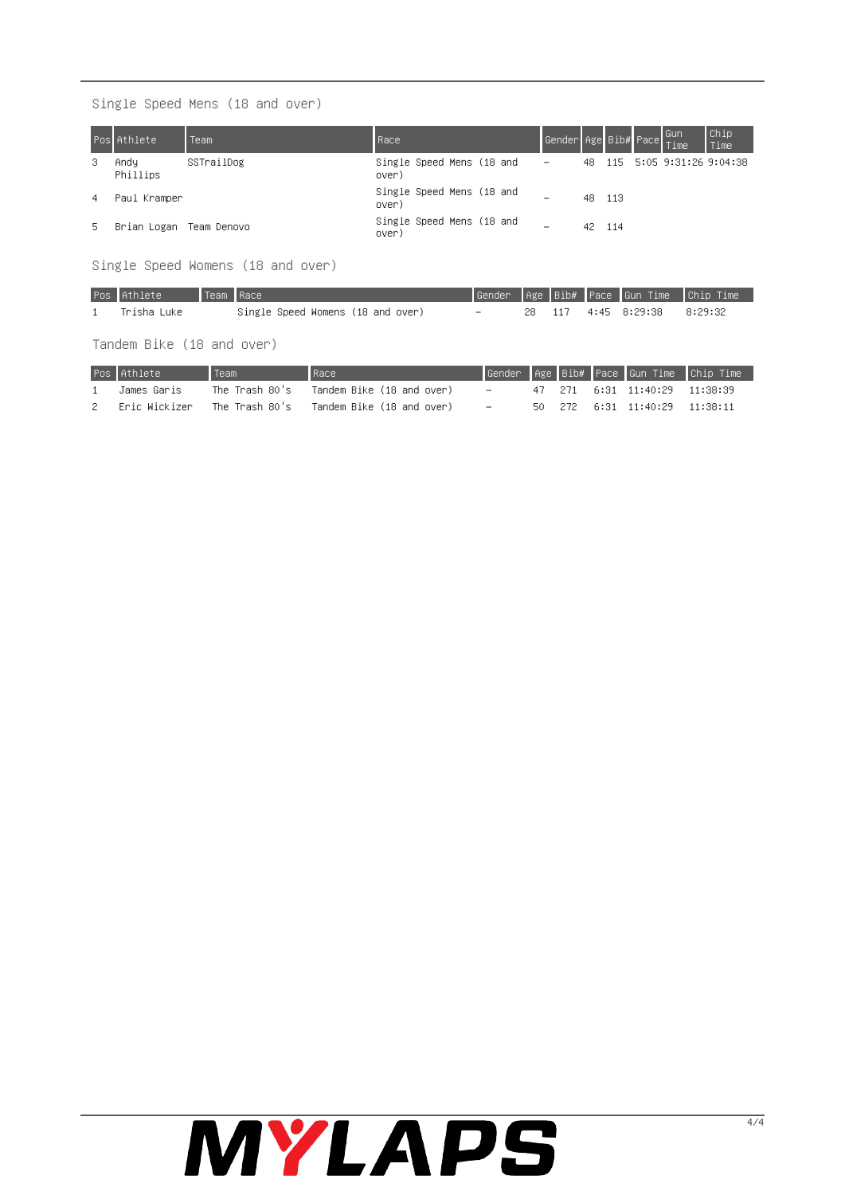## Single Speed Mens (18 and over)

| Pos | Athlete | Team | Race | Gender | Age | Bib# | Pace | Gun Time | Chip Time |
|---|---|---|---|---|---|---|---|---|---|
| 3 | Andy Phillips | SSTrailDog | Single Speed Mens (18 and over) | – | 48 | 115 | 5:05 | 9:31:26 | 9:04:38 |
| 4 | Paul Kramper | | Single Speed Mens (18 and over) | – | 48 | 113 | | | |
| 5 | Brian Logan | Team Denovo | Single Speed Mens (18 and over) | – | 42 | 114 | | | |

## Single Speed Womens (18 and over)

| Pos | Athlete | Team | Race | Gender | Age | Bib# | Pace | Gun Time | Chip Time |
|---|---|---|---|---|---|---|---|---|---|
| 1 | Trisha Luke | | Single Speed Womens (18 and over) | – | 28 | 117 | 4:45 | 8:29:38 | 8:29:32 |

## Tandem Bike (18 and over)

| Pos | Athlete | Team | Race | Gender | Age | Bib# | Pace | Gun Time | Chip Time |
|---|---|---|---|---|---|---|---|---|---|
| 1 | James Garis | The Trash 80's | Tandem Bike (18 and over) | – | 47 | 271 | 6:31 | 11:40:29 | 11:38:39 |
| 2 | Eric Wickizer | The Trash 80's | Tandem Bike (18 and over) | – | 50 | 272 | 6:31 | 11:40:29 | 11:38:11 |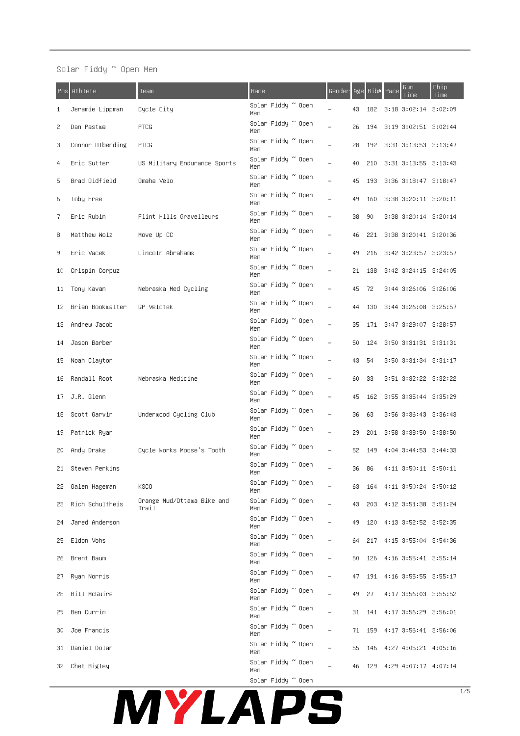## Solar Fiddy ~ Open Men

| Pos | Athlete | Team | Race | Gender | Age | Bib# | Pace | Gun Time | Chip Time |
|---|---|---|---|---|---|---|---|---|---|
| 1 | Jeramie Lippman | Cycle City | Solar Fiddy ~ Open Men | – | 43 | 182 | 3:18 | 3:02:14 | 3:02:09 |
| 2 | Dan Pastwa | PTCG | Solar Fiddy ~ Open Men | – | 26 | 194 | 3:19 | 3:02:51 | 3:02:44 |
| 3 | Connor Olberding | PTCG | Solar Fiddy ~ Open Men | – | 28 | 192 | 3:31 | 3:13:53 | 3:13:47 |
| 4 | Eric Sutter | US Military Endurance Sports | Solar Fiddy ~ Open Men | – | 40 | 210 | 3:31 | 3:13:55 | 3:13:43 |
| 5 | Brad Oldfield | Omaha Velo | Solar Fiddy ~ Open Men | – | 45 | 193 | 3:36 | 3:18:47 | 3:18:47 |
| 6 | Toby Free | | Solar Fiddy ~ Open Men | – | 49 | 160 | 3:38 | 3:20:11 | 3:20:11 |
| 7 | Eric Rubin | Flint Hills Gravelleurs | Solar Fiddy ~ Open Men | – | 38 | 90 | 3:38 | 3:20:14 | 3:20:14 |
| 8 | Matthew Wolz | Move Up CC | Solar Fiddy ~ Open Men | – | 46 | 221 | 3:38 | 3:20:41 | 3:20:36 |
| 9 | Eric Vacek | Lincoln Abrahams | Solar Fiddy ~ Open Men | – | 49 | 216 | 3:42 | 3:23:57 | 3:23:57 |
| 10 | Crispin Corpuz | | Solar Fiddy ~ Open Men | – | 21 | 138 | 3:42 | 3:24:15 | 3:24:05 |
| 11 | Tony Kavan | Nebraska Med Cycling | Solar Fiddy ~ Open Men | – | 45 | 72 | 3:44 | 3:26:06 | 3:26:06 |
| 12 | Brian Bookwalter | GP Velotek | Solar Fiddy ~ Open Men | – | 44 | 130 | 3:44 | 3:26:08 | 3:25:57 |
| 13 | Andrew Jacob | | Solar Fiddy ~ Open Men | – | 35 | 171 | 3:47 | 3:29:07 | 3:28:57 |
| 14 | Jason Barber | | Solar Fiddy ~ Open Men | – | 50 | 124 | 3:50 | 3:31:31 | 3:31:31 |
| 15 | Noah Clayton | | Solar Fiddy ~ Open Men | – | 43 | 54 | 3:50 | 3:31:34 | 3:31:17 |
| 16 | Randall Root | Nebraska Medicine | Solar Fiddy ~ Open Men | – | 60 | 33 | 3:51 | 3:32:22 | 3:32:22 |
| 17 | J.R. Glenn | | Solar Fiddy ~ Open Men | – | 45 | 162 | 3:55 | 3:35:44 | 3:35:29 |
| 18 | Scott Garvin | Underwood Cycling Club | Solar Fiddy ~ Open Men | – | 36 | 63 | 3:56 | 3:36:43 | 3:36:43 |
| 19 | Patrick Ryan | | Solar Fiddy ~ Open Men | – | 29 | 201 | 3:58 | 3:38:50 | 3:38:50 |
| 20 | Andy Drake | Cycle Works Moose's Tooth | Solar Fiddy ~ Open Men | – | 52 | 149 | 4:04 | 3:44:53 | 3:44:33 |
| 21 | Steven Perkins | | Solar Fiddy ~ Open Men | – | 36 | 86 | 4:11 | 3:50:11 | 3:50:11 |
| 22 | Galen Hageman | KSCO | Solar Fiddy ~ Open Men | – | 63 | 164 | 4:11 | 3:50:24 | 3:50:12 |
| 23 | Rich Schultheis | Orange Mud/Ottawa Bike and Trail | Solar Fiddy ~ Open Men | – | 43 | 203 | 4:12 | 3:51:38 | 3:51:24 |
| 24 | Jared Anderson | | Solar Fiddy ~ Open Men | – | 49 | 120 | 4:13 | 3:52:52 | 3:52:35 |
| 25 | Eldon Vohs | | Solar Fiddy ~ Open Men | – | 64 | 217 | 4:15 | 3:55:04 | 3:54:36 |
| 26 | Brent Baum | | Solar Fiddy ~ Open Men | – | 50 | 126 | 4:16 | 3:55:41 | 3:55:14 |
| 27 | Ryan Norris | | Solar Fiddy ~ Open Men | – | 47 | 191 | 4:16 | 3:55:55 | 3:55:17 |
| 28 | Bill McGuire | | Solar Fiddy ~ Open Men | – | 49 | 27 | 4:17 | 3:56:03 | 3:55:52 |
| 29 | Ben Currin | | Solar Fiddy ~ Open Men | – | 31 | 141 | 4:17 | 3:56:29 | 3:56:01 |
| 30 | Joe Francis | | Solar Fiddy ~ Open Men | – | 71 | 159 | 4:17 | 3:56:41 | 3:56:06 |
| 31 | Daniel Dolan | | Solar Fiddy ~ Open Men | – | 55 | 146 | 4:27 | 4:05:21 | 4:05:16 |
| 32 | Chet Bigley | | Solar Fiddy ~ Open Men | – | 46 | 129 | 4:29 | 4:07:17 | 4:07:14 |
| | | | Solar Fiddy ~ Open | | | | | | |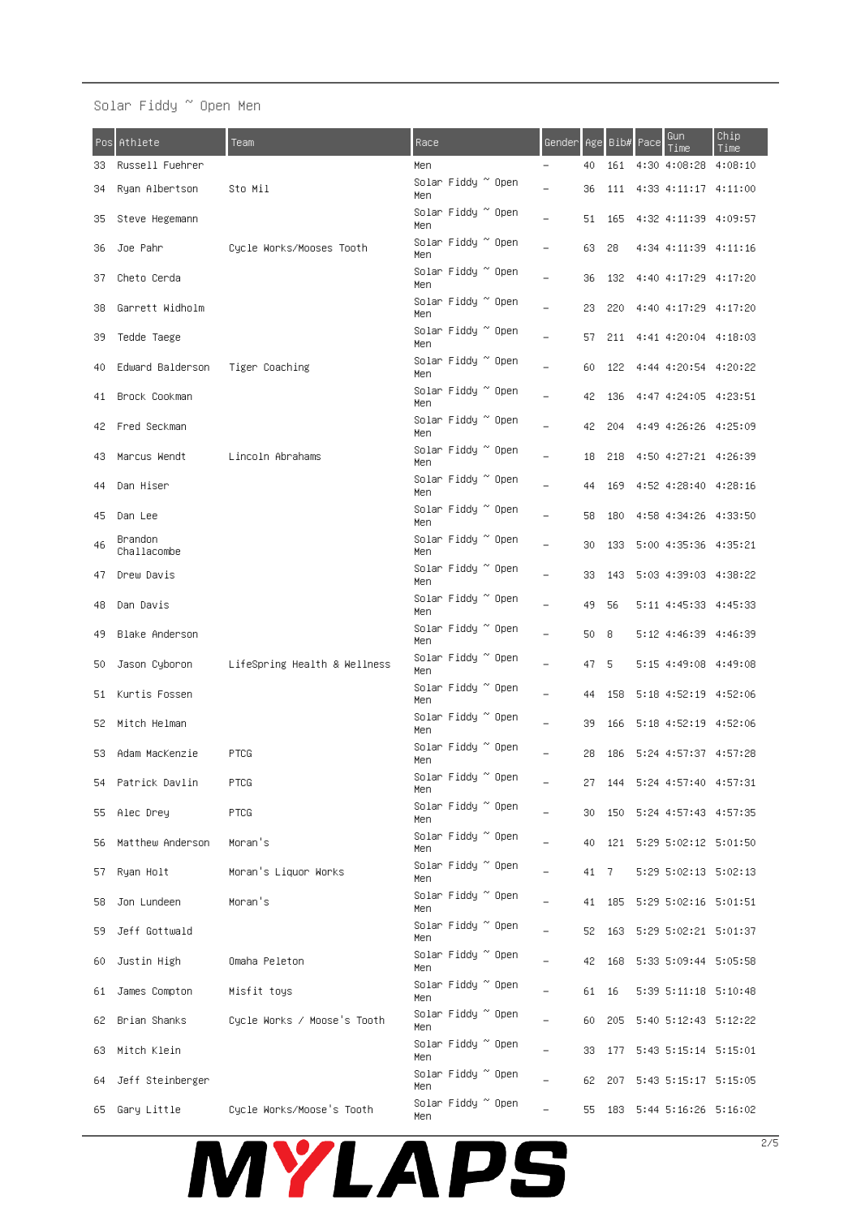Solar Fiddy ~ Open Men

| Pos | Athlete | Team | Race | Gender | Age | Bib# | Pace | Gun Time | Chip Time |
|---|---|---|---|---|---|---|---|---|---|
| 33 | Russell Fuehrer | | Men | – | 40 | 161 | 4:30 | 4:08:28 | 4:08:10 |
| 34 | Ryan Albertson | Sto Mil | Solar Fiddy ~ Open Men | – | 36 | 111 | 4:33 | 4:11:17 | 4:11:00 |
| 35 | Steve Hegemann | | Solar Fiddy ~ Open Men | – | 51 | 165 | 4:32 | 4:11:39 | 4:09:57 |
| 36 | Joe Pahr | Cycle Works/Mooses Tooth | Solar Fiddy ~ Open Men | – | 63 | 28 | 4:34 | 4:11:39 | 4:11:16 |
| 37 | Cheto Cerda | | Solar Fiddy ~ Open Men | – | 36 | 132 | 4:40 | 4:17:29 | 4:17:20 |
| 38 | Garrett Widholm | | Solar Fiddy ~ Open Men | – | 23 | 220 | 4:40 | 4:17:29 | 4:17:20 |
| 39 | Tedde Taege | | Solar Fiddy ~ Open Men | – | 57 | 211 | 4:41 | 4:20:04 | 4:18:03 |
| 40 | Edward Balderson | Tiger Coaching | Solar Fiddy ~ Open Men | – | 60 | 122 | 4:44 | 4:20:54 | 4:20:22 |
| 41 | Brock Cookman | | Solar Fiddy ~ Open Men | – | 42 | 136 | 4:47 | 4:24:05 | 4:23:51 |
| 42 | Fred Seckman | | Solar Fiddy ~ Open Men | – | 42 | 204 | 4:49 | 4:26:26 | 4:25:09 |
| 43 | Marcus Wendt | Lincoln Abrahams | Solar Fiddy ~ Open Men | – | 18 | 218 | 4:50 | 4:27:21 | 4:26:39 |
| 44 | Dan Hiser | | Solar Fiddy ~ Open Men | – | 44 | 169 | 4:52 | 4:28:40 | 4:28:16 |
| 45 | Dan Lee | | Solar Fiddy ~ Open Men | – | 58 | 180 | 4:58 | 4:34:26 | 4:33:50 |
| 46 | Brandon Challacombe | | Solar Fiddy ~ Open Men | – | 30 | 133 | 5:00 | 4:35:36 | 4:35:21 |
| 47 | Drew Davis | | Solar Fiddy ~ Open Men | – | 33 | 143 | 5:03 | 4:39:03 | 4:38:22 |
| 48 | Dan Davis | | Solar Fiddy ~ Open Men | – | 49 | 56 | 5:11 | 4:45:33 | 4:45:33 |
| 49 | Blake Anderson | | Solar Fiddy ~ Open Men | – | 50 | 8 | 5:12 | 4:46:39 | 4:46:39 |
| 50 | Jason Cyboron | LifeSpring Health & Wellness | Solar Fiddy ~ Open Men | – | 47 | 5 | 5:15 | 4:49:08 | 4:49:08 |
| 51 | Kurtis Fossen | | Solar Fiddy ~ Open Men | – | 44 | 158 | 5:18 | 4:52:19 | 4:52:06 |
| 52 | Mitch Helman | | Solar Fiddy ~ Open Men | – | 39 | 166 | 5:18 | 4:52:19 | 4:52:06 |
| 53 | Adam MacKenzie | PTCG | Solar Fiddy ~ Open Men | – | 28 | 186 | 5:24 | 4:57:37 | 4:57:28 |
| 54 | Patrick Davlin | PTCG | Solar Fiddy ~ Open Men | – | 27 | 144 | 5:24 | 4:57:40 | 4:57:31 |
| 55 | Alec Drey | PTCG | Solar Fiddy ~ Open Men | – | 30 | 150 | 5:24 | 4:57:43 | 4:57:35 |
| 56 | Matthew Anderson | Moran's | Solar Fiddy ~ Open Men | – | 40 | 121 | 5:29 | 5:02:12 | 5:01:50 |
| 57 | Ryan Holt | Moran's Liquor Works | Solar Fiddy ~ Open Men | – | 41 | 7 | 5:29 | 5:02:13 | 5:02:13 |
| 58 | Jon Lundeen | Moran's | Solar Fiddy ~ Open Men | – | 41 | 185 | 5:29 | 5:02:16 | 5:01:51 |
| 59 | Jeff Gottwald | | Solar Fiddy ~ Open Men | – | 52 | 163 | 5:29 | 5:02:21 | 5:01:37 |
| 60 | Justin High | Omaha Peleton | Solar Fiddy ~ Open Men | – | 42 | 168 | 5:33 | 5:09:44 | 5:05:58 |
| 61 | James Compton | Misfit toys | Solar Fiddy ~ Open Men | – | 61 | 16 | 5:39 | 5:11:18 | 5:10:48 |
| 62 | Brian Shanks | Cycle Works / Moose's Tooth | Solar Fiddy ~ Open Men | – | 60 | 205 | 5:40 | 5:12:43 | 5:12:22 |
| 63 | Mitch Klein | | Solar Fiddy ~ Open Men | – | 33 | 177 | 5:43 | 5:15:14 | 5:15:01 |
| 64 | Jeff Steinberger | | Solar Fiddy ~ Open Men | – | 62 | 207 | 5:43 | 5:15:17 | 5:15:05 |
| 65 | Gary Little | Cycle Works/Moose's Tooth | Solar Fiddy ~ Open Men | – | 55 | 183 | 5:44 | 5:16:26 | 5:16:02 |

MYLAPS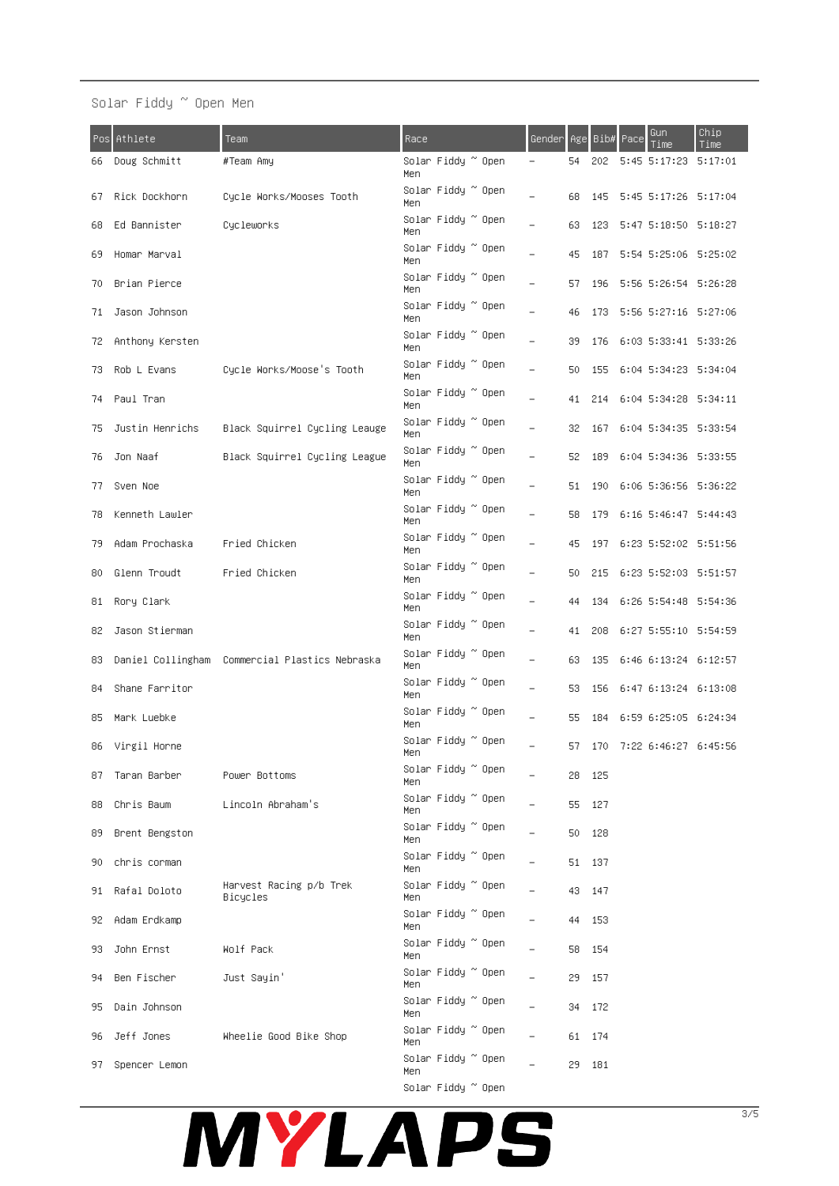Solar Fiddy ~ Open Men

| Pos | Athlete | Team | Race | Gender | Age | Bib# | Pace | Gun Time | Chip Time |
|---|---|---|---|---|---|---|---|---|---|
| 66 | Doug Schmitt | #Team Amy | Solar Fiddy ~ Open Men | – | 54 | 202 | 5:45 | 5:17:23 | 5:17:01 |
| 67 | Rick Dockhorn | Cycle Works/Mooses Tooth | Solar Fiddy ~ Open Men | – | 68 | 145 | 5:45 | 5:17:26 | 5:17:04 |
| 68 | Ed Bannister | Cycleworks | Solar Fiddy ~ Open Men | – | 63 | 123 | 5:47 | 5:18:50 | 5:18:27 |
| 69 | Homar Marval | | Solar Fiddy ~ Open Men | – | 45 | 187 | 5:54 | 5:25:06 | 5:25:02 |
| 70 | Brian Pierce | | Solar Fiddy ~ Open Men | – | 57 | 196 | 5:56 | 5:26:54 | 5:26:28 |
| 71 | Jason Johnson | | Solar Fiddy ~ Open Men | – | 46 | 173 | 5:56 | 5:27:16 | 5:27:06 |
| 72 | Anthony Kersten | | Solar Fiddy ~ Open Men | – | 39 | 176 | 6:03 | 5:33:41 | 5:33:26 |
| 73 | Rob L Evans | Cycle Works/Moose's Tooth | Solar Fiddy ~ Open Men | – | 50 | 155 | 6:04 | 5:34:23 | 5:34:04 |
| 74 | Paul Tran | | Solar Fiddy ~ Open Men | – | 41 | 214 | 6:04 | 5:34:28 | 5:34:11 |
| 75 | Justin Henrichs | Black Squirrel Cycling Leauge | Solar Fiddy ~ Open Men | – | 32 | 167 | 6:04 | 5:34:35 | 5:33:54 |
| 76 | Jon Naaf | Black Squirrel Cycling League | Solar Fiddy ~ Open Men | – | 52 | 189 | 6:04 | 5:34:36 | 5:33:55 |
| 77 | Sven Noe | | Solar Fiddy ~ Open Men | – | 51 | 190 | 6:06 | 5:36:56 | 5:36:22 |
| 78 | Kenneth Lawler | | Solar Fiddy ~ Open Men | – | 58 | 179 | 6:16 | 5:46:47 | 5:44:43 |
| 79 | Adam Prochaska | Fried Chicken | Solar Fiddy ~ Open Men | – | 45 | 197 | 6:23 | 5:52:02 | 5:51:56 |
| 80 | Glenn Troudt | Fried Chicken | Solar Fiddy ~ Open Men | – | 50 | 215 | 6:23 | 5:52:03 | 5:51:57 |
| 81 | Rory Clark | | Solar Fiddy ~ Open Men | – | 44 | 134 | 6:26 | 5:54:48 | 5:54:36 |
| 82 | Jason Stierman | | Solar Fiddy ~ Open Men | – | 41 | 208 | 6:27 | 5:55:10 | 5:54:59 |
| 83 | Daniel Collingham | Commercial Plastics Nebraska | Solar Fiddy ~ Open Men | – | 63 | 135 | 6:46 | 6:13:24 | 6:12:57 |
| 84 | Shane Farritor | | Solar Fiddy ~ Open Men | – | 53 | 156 | 6:47 | 6:13:24 | 6:13:08 |
| 85 | Mark Luebke | | Solar Fiddy ~ Open Men | – | 55 | 184 | 6:59 | 6:25:05 | 6:24:34 |
| 86 | Virgil Horne | | Solar Fiddy ~ Open Men | – | 57 | 170 | 7:22 | 6:46:27 | 6:45:56 |
| 87 | Taran Barber | Power Bottoms | Solar Fiddy ~ Open Men | – | 28 | 125 | | | |
| 88 | Chris Baum | Lincoln Abraham's | Solar Fiddy ~ Open Men | – | 55 | 127 | | | |
| 89 | Brent Bengston | | Solar Fiddy ~ Open Men | – | 50 | 128 | | | |
| 90 | chris corman | | Solar Fiddy ~ Open Men | – | 51 | 137 | | | |
| 91 | Rafal Doloto | Harvest Racing p/b Trek Bicycles | Solar Fiddy ~ Open Men | – | 43 | 147 | | | |
| 92 | Adam Erdkamp | | Solar Fiddy ~ Open Men | – | 44 | 153 | | | |
| 93 | John Ernst | Wolf Pack | Solar Fiddy ~ Open Men | – | 58 | 154 | | | |
| 94 | Ben Fischer | Just Sayin' | Solar Fiddy ~ Open Men | – | 29 | 157 | | | |
| 95 | Dain Johnson | | Solar Fiddy ~ Open Men | – | 34 | 172 | | | |
| 96 | Jeff Jones | Wheelie Good Bike Shop | Solar Fiddy ~ Open Men | – | 61 | 174 | | | |
| 97 | Spencer Lemon | | Solar Fiddy ~ Open Men | – | 29 | 181 | | | |
| | | | Solar Fiddy ~ Open | | | | | | |

MYLAPS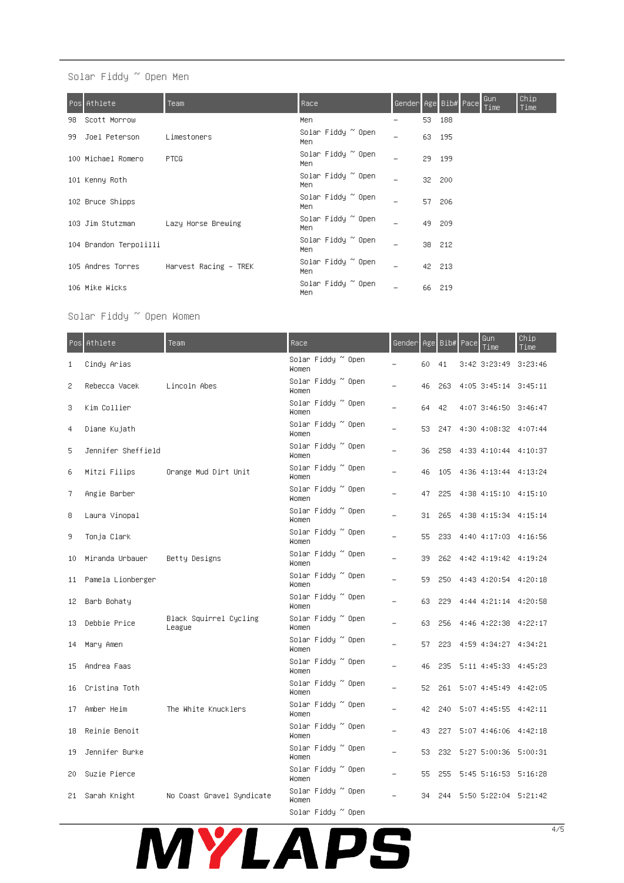## Solar Fiddy ~ Open Men

| Pos | Athlete | Team | Race | Gender | Age | Bib# | Pace | Gun Time | Chip Time |
|---|---|---|---|---|---|---|---|---|---|
| 98 | Scott Morrow | | Men | – | 53 | 188 | | | |
| 99 | Joel Peterson | Limestoners | Solar Fiddy ~ Open Men | – | 63 | 195 | | | |
| 100 | Michael Romero | PTCG | Solar Fiddy ~ Open Men | – | 29 | 199 | | | |
| 101 | Kenny Roth | | Solar Fiddy ~ Open Men | – | 32 | 200 | | | |
| 102 | Bruce Shipps | | Solar Fiddy ~ Open Men | – | 57 | 206 | | | |
| 103 | Jim Stutzman | Lazy Horse Brewing | Solar Fiddy ~ Open Men | – | 49 | 209 | | | |
| 104 | Brandon Terpolilli | | Solar Fiddy ~ Open Men | – | 38 | 212 | | | |
| 105 | Andres Torres | Harvest Racing - TREK | Solar Fiddy ~ Open Men | – | 42 | 213 | | | |
| 106 | Mike Wicks | | Solar Fiddy ~ Open Men | – | 66 | 219 | | | |

## Solar Fiddy ~ Open Women

| Pos | Athlete | Team | Race | Gender | Age | Bib# | Pace | Gun Time | Chip Time |
|---|---|---|---|---|---|---|---|---|---|
| 1 | Cindy Arias | | Solar Fiddy ~ Open Women | – | 60 | 41 | 3:42 | 3:23:49 | 3:23:46 |
| 2 | Rebecca Vacek | Lincoln Abes | Solar Fiddy ~ Open Women | – | 46 | 263 | 4:05 | 3:45:14 | 3:45:11 |
| 3 | Kim Collier | | Solar Fiddy ~ Open Women | – | 64 | 42 | 4:07 | 3:46:50 | 3:46:47 |
| 4 | Diane Kujath | | Solar Fiddy ~ Open Women | – | 53 | 247 | 4:30 | 4:08:32 | 4:07:44 |
| 5 | Jennifer Sheffield | | Solar Fiddy ~ Open Women | – | 36 | 258 | 4:33 | 4:10:44 | 4:10:37 |
| 6 | Mitzi Filips | Orange Mud Dirt Unit | Solar Fiddy ~ Open Women | – | 46 | 105 | 4:36 | 4:13:44 | 4:13:24 |
| 7 | Angie Barber | | Solar Fiddy ~ Open Women | – | 47 | 225 | 4:38 | 4:15:10 | 4:15:10 |
| 8 | Laura Vinopal | | Solar Fiddy ~ Open Women | – | 31 | 265 | 4:38 | 4:15:34 | 4:15:14 |
| 9 | Tonja Clark | | Solar Fiddy ~ Open Women | – | 55 | 233 | 4:40 | 4:17:03 | 4:16:56 |
| 10 | Miranda Urbauer | Betty Designs | Solar Fiddy ~ Open Women | – | 39 | 262 | 4:42 | 4:19:42 | 4:19:24 |
| 11 | Pamela Lionberger | | Solar Fiddy ~ Open Women | – | 59 | 250 | 4:43 | 4:20:54 | 4:20:18 |
| 12 | Barb Bohaty | | Solar Fiddy ~ Open Women | – | 63 | 229 | 4:44 | 4:21:14 | 4:20:58 |
| 13 | Debbie Price | Black Squirrel Cycling League | Solar Fiddy ~ Open Women | – | 63 | 256 | 4:46 | 4:22:38 | 4:22:17 |
| 14 | Mary Amen | | Solar Fiddy ~ Open Women | – | 57 | 223 | 4:59 | 4:34:27 | 4:34:21 |
| 15 | Andrea Faas | | Solar Fiddy ~ Open Women | – | 46 | 235 | 5:11 | 4:45:33 | 4:45:23 |
| 16 | Cristina Toth | | Solar Fiddy ~ Open Women | – | 52 | 261 | 5:07 | 4:45:49 | 4:42:05 |
| 17 | Amber Heim | The White Knucklers | Solar Fiddy ~ Open Women | – | 42 | 240 | 5:07 | 4:45:55 | 4:42:11 |
| 18 | Reinie Benoit | | Solar Fiddy ~ Open Women | – | 43 | 227 | 5:07 | 4:46:06 | 4:42:18 |
| 19 | Jennifer Burke | | Solar Fiddy ~ Open Women | – | 53 | 232 | 5:27 | 5:00:36 | 5:00:31 |
| 20 | Suzie Pierce | | Solar Fiddy ~ Open Women | – | 55 | 255 | 5:45 | 5:16:53 | 5:16:28 |
| 21 | Sarah Knight | No Coast Gravel Syndicate | Solar Fiddy ~ Open Women | – | 34 | 244 | 5:50 | 5:22:04 | 5:21:42 |
| | | | Solar Fiddy ~ Open | | | | | | |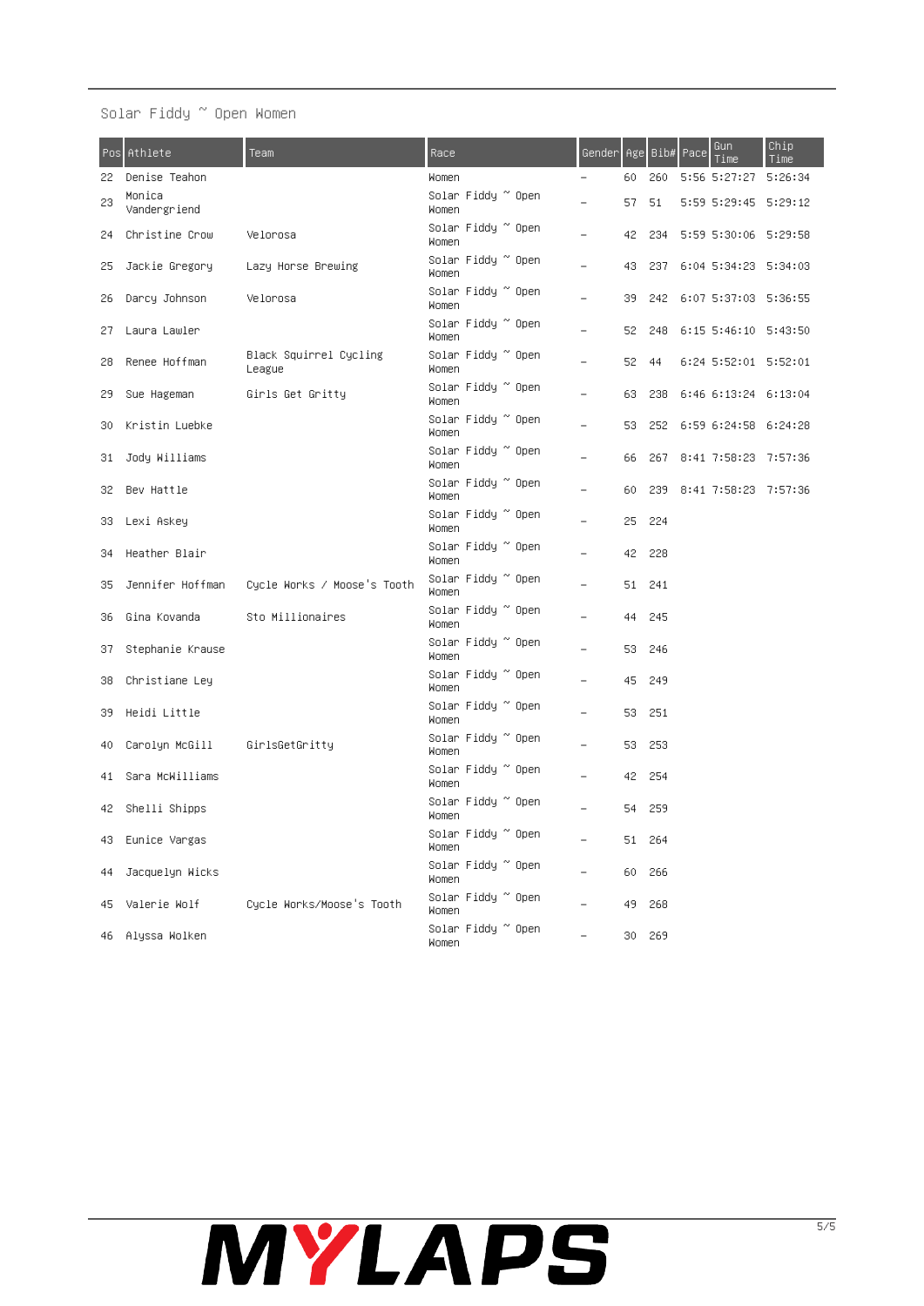Solar Fiddy ~ Open Women

| Pos | Athlete | Team | Race | Gender | Age | Bib# | Pace | Gun Time | Chip Time |
|---|---|---|---|---|---|---|---|---|---|
| 22 | Denise Teahon | | Women | – | 60 | 260 | 5:56 | 5:27:27 | 5:26:34 |
| 23 | Monica Vandergriend | | Solar Fiddy ~ Open Women | – | 57 | 51 | 5:59 | 5:29:45 | 5:29:12 |
| 24 | Christine Crow | Velorosa | Solar Fiddy ~ Open Women | – | 42 | 234 | 5:59 | 5:30:06 | 5:29:58 |
| 25 | Jackie Gregory | Lazy Horse Brewing | Solar Fiddy ~ Open Women | – | 43 | 237 | 6:04 | 5:34:23 | 5:34:03 |
| 26 | Darcy Johnson | Velorosa | Solar Fiddy ~ Open Women | – | 39 | 242 | 6:07 | 5:37:03 | 5:36:55 |
| 27 | Laura Lawler | | Solar Fiddy ~ Open Women | – | 52 | 248 | 6:15 | 5:46:10 | 5:43:50 |
| 28 | Renee Hoffman | Black Squirrel Cycling League | Solar Fiddy ~ Open Women | – | 52 | 44 | 6:24 | 5:52:01 | 5:52:01 |
| 29 | Sue Hageman | Girls Get Gritty | Solar Fiddy ~ Open Women | – | 63 | 238 | 6:46 | 6:13:24 | 6:13:04 |
| 30 | Kristin Luebke | | Solar Fiddy ~ Open Women | – | 53 | 252 | 6:59 | 6:24:58 | 6:24:28 |
| 31 | Jody Williams | | Solar Fiddy ~ Open Women | – | 66 | 267 | 8:41 | 7:58:23 | 7:57:36 |
| 32 | Bev Hattle | | Solar Fiddy ~ Open Women | – | 60 | 239 | 8:41 | 7:58:23 | 7:57:36 |
| 33 | Lexi Askey | | Solar Fiddy ~ Open Women | – | 25 | 224 | | | |
| 34 | Heather Blair | | Solar Fiddy ~ Open Women | – | 42 | 228 | | | |
| 35 | Jennifer Hoffman | Cycle Works / Moose's Tooth | Solar Fiddy ~ Open Women | – | 51 | 241 | | | |
| 36 | Gina Kovanda | Sto Millionaires | Solar Fiddy ~ Open Women | – | 44 | 245 | | | |
| 37 | Stephanie Krause | | Solar Fiddy ~ Open Women | – | 53 | 246 | | | |
| 38 | Christiane Ley | | Solar Fiddy ~ Open Women | – | 45 | 249 | | | |
| 39 | Heidi Little | | Solar Fiddy ~ Open Women | – | 53 | 251 | | | |
| 40 | Carolyn McGill | GirlsGetGritty | Solar Fiddy ~ Open Women | – | 53 | 253 | | | |
| 41 | Sara McWilliams | | Solar Fiddy ~ Open Women | – | 42 | 254 | | | |
| 42 | Shelli Shipps | | Solar Fiddy ~ Open Women | – | 54 | 259 | | | |
| 43 | Eunice Vargas | | Solar Fiddy ~ Open Women | – | 51 | 264 | | | |
| 44 | Jacquelyn Wicks | | Solar Fiddy ~ Open Women | – | 60 | 266 | | | |
| 45 | Valerie Wolf | Cycle Works/Moose's Tooth | Solar Fiddy ~ Open Women | – | 49 | 268 | | | |
| 46 | Alyssa Wolken | | Solar Fiddy ~ Open Women | – | 30 | 269 | | | |

MYLAPS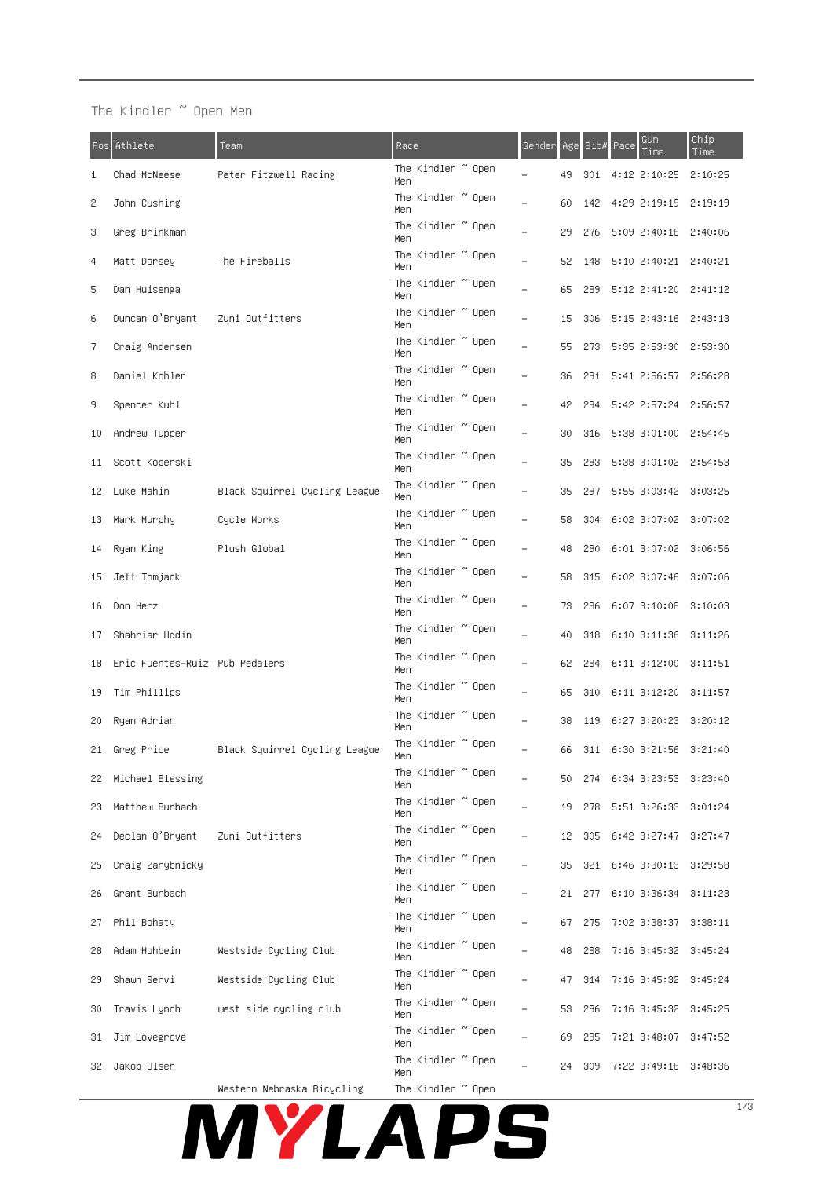## The Kindler ~ Open Men

| Pos | Athlete | Team | Race | Gender | Age | Bib# | Pace | Gun Time | Chip Time |
|---|---|---|---|---|---|---|---|---|---|
| 1 | Chad McNeese | Peter Fitzwell Racing | The Kindler ~ Open Men | – | 49 | 301 | 4:12 | 2:10:25 | 2:10:25 |
| 2 | John Cushing | | The Kindler ~ Open Men | – | 60 | 142 | 4:29 | 2:19:19 | 2:19:19 |
| 3 | Greg Brinkman | | The Kindler ~ Open Men | – | 29 | 276 | 5:09 | 2:40:16 | 2:40:06 |
| 4 | Matt Dorsey | The Fireballs | The Kindler ~ Open Men | – | 52 | 148 | 5:10 | 2:40:21 | 2:40:21 |
| 5 | Dan Huisenga | | The Kindler ~ Open Men | – | 65 | 289 | 5:12 | 2:41:20 | 2:41:12 |
| 6 | Duncan O'Bryant | Zuni Outfitters | The Kindler ~ Open Men | – | 15 | 306 | 5:15 | 2:43:16 | 2:43:13 |
| 7 | Craig Andersen | | The Kindler ~ Open Men | – | 55 | 273 | 5:35 | 2:53:30 | 2:53:30 |
| 8 | Daniel Kohler | | The Kindler ~ Open Men | – | 36 | 291 | 5:41 | 2:56:57 | 2:56:28 |
| 9 | Spencer Kuhl | | The Kindler ~ Open Men | – | 42 | 294 | 5:42 | 2:57:24 | 2:56:57 |
| 10 | Andrew Tupper | | The Kindler ~ Open Men | – | 30 | 316 | 5:38 | 3:01:00 | 2:54:45 |
| 11 | Scott Koperski | | The Kindler ~ Open Men | – | 35 | 293 | 5:38 | 3:01:02 | 2:54:53 |
| 12 | Luke Mahin | Black Squirrel Cycling League | The Kindler ~ Open Men | – | 35 | 297 | 5:55 | 3:03:42 | 3:03:25 |
| 13 | Mark Murphy | Cycle Works | The Kindler ~ Open Men | – | 58 | 304 | 6:02 | 3:07:02 | 3:07:02 |
| 14 | Ryan King | Plush Global | The Kindler ~ Open Men | – | 48 | 290 | 6:01 | 3:07:02 | 3:06:56 |
| 15 | Jeff Tomjack | | The Kindler ~ Open Men | – | 58 | 315 | 6:02 | 3:07:46 | 3:07:06 |
| 16 | Don Herz | | The Kindler ~ Open Men | – | 73 | 286 | 6:07 | 3:10:08 | 3:10:03 |
| 17 | Shahriar Uddin | | The Kindler ~ Open Men | – | 40 | 318 | 6:10 | 3:11:36 | 3:11:26 |
| 18 | Eric Fuentes-Ruiz | Pub Pedalers | The Kindler ~ Open Men | – | 62 | 284 | 6:11 | 3:12:00 | 3:11:51 |
| 19 | Tim Phillips | | The Kindler ~ Open Men | – | 65 | 310 | 6:11 | 3:12:20 | 3:11:57 |
| 20 | Ryan Adrian | | The Kindler ~ Open Men | – | 38 | 119 | 6:27 | 3:20:23 | 3:20:12 |
| 21 | Greg Price | Black Squirrel Cycling League | The Kindler ~ Open Men | – | 66 | 311 | 6:30 | 3:21:56 | 3:21:40 |
| 22 | Michael Blessing | | The Kindler ~ Open Men | – | 50 | 274 | 6:34 | 3:23:53 | 3:23:40 |
| 23 | Matthew Burbach | | The Kindler ~ Open Men | – | 19 | 278 | 5:51 | 3:26:33 | 3:01:24 |
| 24 | Declan O'Bryant | Zuni Outfitters | The Kindler ~ Open Men | – | 12 | 305 | 6:42 | 3:27:47 | 3:27:47 |
| 25 | Craig Zarybnicky | | The Kindler ~ Open Men | – | 35 | 321 | 6:46 | 3:30:13 | 3:29:58 |
| 26 | Grant Burbach | | The Kindler ~ Open Men | – | 21 | 277 | 6:10 | 3:36:34 | 3:11:23 |
| 27 | Phil Bohaty | | The Kindler ~ Open Men | – | 67 | 275 | 7:02 | 3:38:37 | 3:38:11 |
| 28 | Adam Hohbein | Westside Cycling Club | The Kindler ~ Open Men | – | 48 | 288 | 7:16 | 3:45:32 | 3:45:24 |
| 29 | Shawn Servi | Westside Cycling Club | The Kindler ~ Open Men | – | 47 | 314 | 7:16 | 3:45:32 | 3:45:24 |
| 30 | Travis Lynch | west side cycling club | The Kindler ~ Open Men | – | 53 | 296 | 7:16 | 3:45:32 | 3:45:25 |
| 31 | Jim Lovegrove | | The Kindler ~ Open Men | – | 69 | 295 | 7:21 | 3:48:07 | 3:47:52 |
| 32 | Jakob Olsen | | The Kindler ~ Open Men | – | 24 | 309 | 7:22 | 3:49:18 | 3:48:36 |
| | | Western Nebraska Bicycling | The Kindler ~ Open | | | | | | |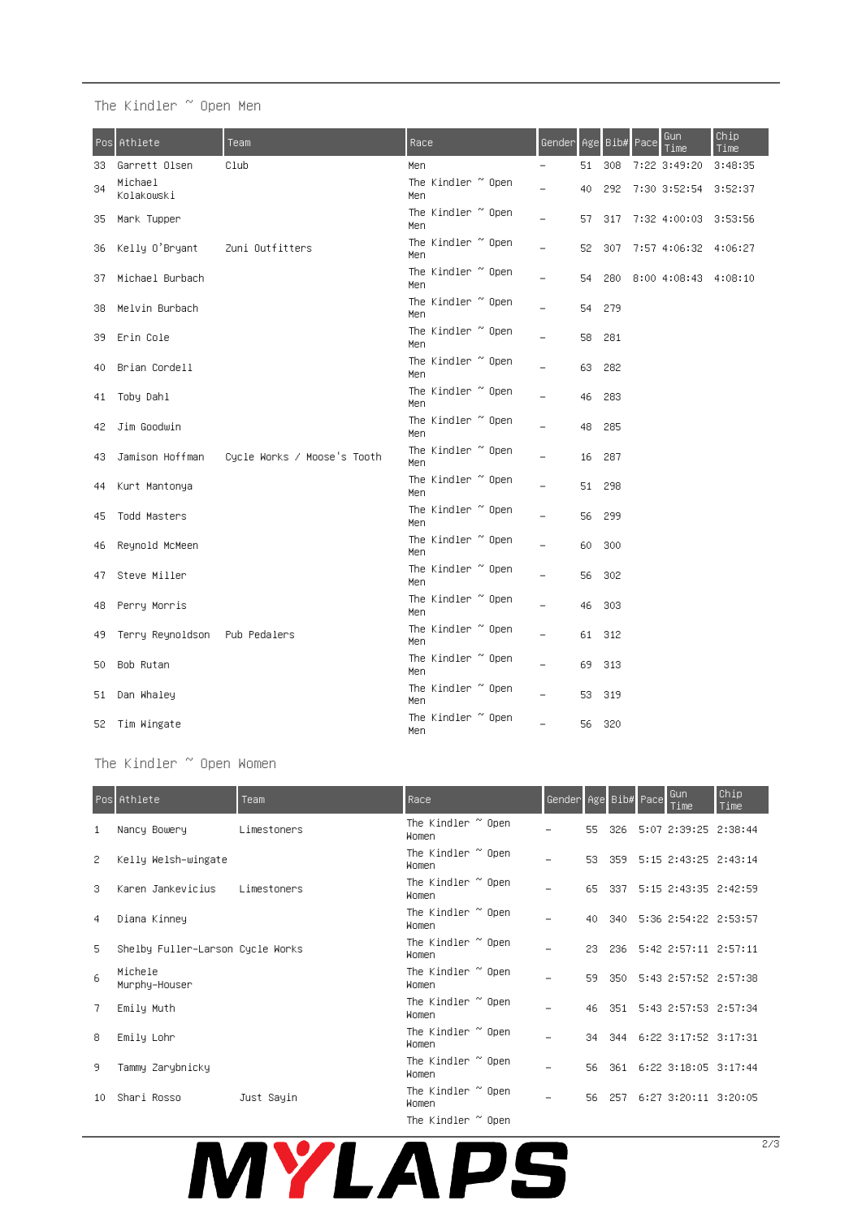## The Kindler ~ Open Men

| Pos | Athlete | Team | Race | Gender | Age | Bib# | Pace | Gun Time | Chip Time |
|---|---|---|---|---|---|---|---|---|---|
| 33 | Garrett Olsen | Club | Men | – | 51 | 308 | 7:22 | 3:49:20 | 3:48:35 |
| 34 | Michael Kolakowski | | The Kindler ~ Open Men | – | 40 | 292 | 7:30 | 3:52:54 | 3:52:37 |
| 35 | Mark Tupper | | The Kindler ~ Open Men | – | 57 | 317 | 7:32 | 4:00:03 | 3:53:56 |
| 36 | Kelly O'Bryant | Zuni Outfitters | The Kindler ~ Open Men | – | 52 | 307 | 7:57 | 4:06:32 | 4:06:27 |
| 37 | Michael Burbach | | The Kindler ~ Open Men | – | 54 | 280 | 8:00 | 4:08:43 | 4:08:10 |
| 38 | Melvin Burbach | | The Kindler ~ Open Men | – | 54 | 279 | | | |
| 39 | Erin Cole | | The Kindler ~ Open Men | – | 58 | 281 | | | |
| 40 | Brian Cordell | | The Kindler ~ Open Men | – | 63 | 282 | | | |
| 41 | Toby Dahl | | The Kindler ~ Open Men | – | 46 | 283 | | | |
| 42 | Jim Goodwin | | The Kindler ~ Open Men | – | 48 | 285 | | | |
| 43 | Jamison Hoffman | Cycle Works / Moose's Tooth | The Kindler ~ Open Men | – | 16 | 287 | | | |
| 44 | Kurt Mantonya | | The Kindler ~ Open Men | – | 51 | 298 | | | |
| 45 | Todd Masters | | The Kindler ~ Open Men | – | 56 | 299 | | | |
| 46 | Reynold McMeen | | The Kindler ~ Open Men | – | 60 | 300 | | | |
| 47 | Steve Miller | | The Kindler ~ Open Men | – | 56 | 302 | | | |
| 48 | Perry Morris | | The Kindler ~ Open Men | – | 46 | 303 | | | |
| 49 | Terry Reynoldson | Pub Pedalers | The Kindler ~ Open Men | – | 61 | 312 | | | |
| 50 | Bob Rutan | | The Kindler ~ Open Men | – | 69 | 313 | | | |
| 51 | Dan Whaley | | The Kindler ~ Open Men | – | 53 | 319 | | | |
| 52 | Tim Wingate | | The Kindler ~ Open Men | – | 56 | 320 | | | |

## The Kindler ~ Open Women

| Pos | Athlete | Team | Race | Gender | Age | Bib# | Pace | Gun Time | Chip Time |
|---|---|---|---|---|---|---|---|---|---|
| 1 | Nancy Bowery | Limestoners | The Kindler ~ Open Women | – | 55 | 326 | 5:07 | 2:39:25 | 2:38:44 |
| 2 | Kelly Welsh-wingate | | The Kindler ~ Open Women | – | 53 | 359 | 5:15 | 2:43:25 | 2:43:14 |
| 3 | Karen Jankevicius | Limestoners | The Kindler ~ Open Women | – | 65 | 337 | 5:15 | 2:43:35 | 2:42:59 |
| 4 | Diana Kinney | | The Kindler ~ Open Women | – | 40 | 340 | 5:36 | 2:54:22 | 2:53:57 |
| 5 | Shelby Fuller-Larson | Cycle Works | The Kindler ~ Open Women | – | 23 | 236 | 5:42 | 2:57:11 | 2:57:11 |
| 6 | Michele Murphy-Houser | | The Kindler ~ Open Women | – | 59 | 350 | 5:43 | 2:57:52 | 2:57:38 |
| 7 | Emily Muth | | The Kindler ~ Open Women | – | 46 | 351 | 5:43 | 2:57:53 | 2:57:34 |
| 8 | Emily Lohr | | The Kindler ~ Open Women | – | 34 | 344 | 6:22 | 3:17:52 | 3:17:31 |
| 9 | Tammy Zarybnicky | | The Kindler ~ Open Women | – | 56 | 361 | 6:22 | 3:18:05 | 3:17:44 |
| 10 | Shari Rosso | Just Sayin | The Kindler ~ Open Women | – | 56 | 257 | 6:27 | 3:20:11 | 3:20:05 |
| | | | The Kindler ~ Open | | | | | | |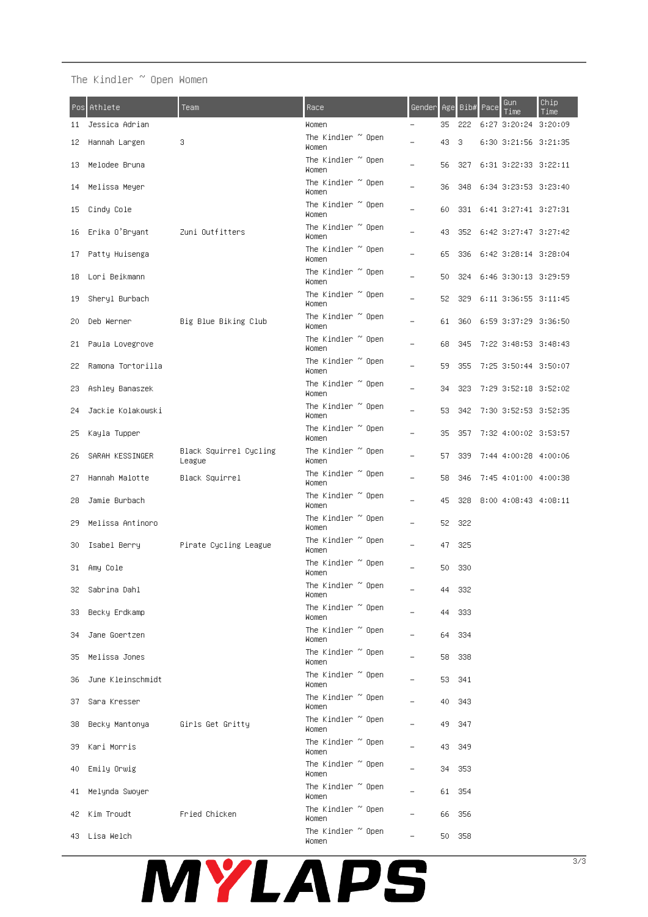The Kindler ~ Open Women

| Pos | Athlete | Team | Race | Gender | Age | Bib# | Pace | Gun Time | Chip Time |
|---|---|---|---|---|---|---|---|---|---|
| 11 | Jessica Adrian | | Women | – | 35 | 222 | 6:27 | 3:20:24 | 3:20:09 |
| 12 | Hannah Largen | 3 | The Kindler ~ Open Women | – | 43 | 3 | 6:30 | 3:21:56 | 3:21:35 |
| 13 | Melodee Bruna | | The Kindler ~ Open Women | – | 56 | 327 | 6:31 | 3:22:33 | 3:22:11 |
| 14 | Melissa Meyer | | The Kindler ~ Open Women | – | 36 | 348 | 6:34 | 3:23:53 | 3:23:40 |
| 15 | Cindy Cole | | The Kindler ~ Open Women | – | 60 | 331 | 6:41 | 3:27:41 | 3:27:31 |
| 16 | Erika O'Bryant | Zuni Outfitters | The Kindler ~ Open Women | – | 43 | 352 | 6:42 | 3:27:47 | 3:27:42 |
| 17 | Patty Huisenga | | The Kindler ~ Open Women | – | 65 | 336 | 6:42 | 3:28:14 | 3:28:04 |
| 18 | Lori Beikmann | | The Kindler ~ Open Women | – | 50 | 324 | 6:46 | 3:30:13 | 3:29:59 |
| 19 | Sheryl Burbach | | The Kindler ~ Open Women | – | 52 | 329 | 6:11 | 3:36:55 | 3:11:45 |
| 20 | Deb Werner | Big Blue Biking Club | The Kindler ~ Open Women | – | 61 | 360 | 6:59 | 3:37:29 | 3:36:50 |
| 21 | Paula Lovegrove | | The Kindler ~ Open Women | – | 68 | 345 | 7:22 | 3:48:53 | 3:48:43 |
| 22 | Ramona Tortorilla | | The Kindler ~ Open Women | – | 59 | 355 | 7:25 | 3:50:44 | 3:50:07 |
| 23 | Ashley Banaszek | | The Kindler ~ Open Women | – | 34 | 323 | 7:29 | 3:52:18 | 3:52:02 |
| 24 | Jackie Kolakowski | | The Kindler ~ Open Women | – | 53 | 342 | 7:30 | 3:52:53 | 3:52:35 |
| 25 | Kayla Tupper | | The Kindler ~ Open Women | – | 35 | 357 | 7:32 | 4:00:02 | 3:53:57 |
| 26 | SARAH KESSINGER | Black Squirrel Cycling League | The Kindler ~ Open Women | – | 57 | 339 | 7:44 | 4:00:28 | 4:00:06 |
| 27 | Hannah Malotte | Black Squirrel | The Kindler ~ Open Women | – | 58 | 346 | 7:45 | 4:01:00 | 4:00:38 |
| 28 | Jamie Burbach | | The Kindler ~ Open Women | – | 45 | 328 | 8:00 | 4:08:43 | 4:08:11 |
| 29 | Melissa Antinoro | | The Kindler ~ Open Women | – | 52 | 322 | | | |
| 30 | Isabel Berry | Pirate Cycling League | The Kindler ~ Open Women | – | 47 | 325 | | | |
| 31 | Amy Cole | | The Kindler ~ Open Women | – | 50 | 330 | | | |
| 32 | Sabrina Dahl | | The Kindler ~ Open Women | – | 44 | 332 | | | |
| 33 | Becky Erdkamp | | The Kindler ~ Open Women | – | 44 | 333 | | | |
| 34 | Jane Goertzen | | The Kindler ~ Open Women | – | 64 | 334 | | | |
| 35 | Melissa Jones | | The Kindler ~ Open Women | – | 58 | 338 | | | |
| 36 | June Kleinschmidt | | The Kindler ~ Open Women | – | 53 | 341 | | | |
| 37 | Sara Kresser | | The Kindler ~ Open Women | – | 40 | 343 | | | |
| 38 | Becky Mantonya | Girls Get Gritty | The Kindler ~ Open Women | – | 49 | 347 | | | |
| 39 | Kari Morris | | The Kindler ~ Open Women | – | 43 | 349 | | | |
| 40 | Emily Orwig | | The Kindler ~ Open Women | – | 34 | 353 | | | |
| 41 | Melynda Swoyer | | The Kindler ~ Open Women | – | 61 | 354 | | | |
| 42 | Kim Troudt | Fried Chicken | The Kindler ~ Open Women | – | 66 | 356 | | | |
| 43 | Lisa Welch | | The Kindler ~ Open Women | – | 50 | 358 | | | |

MYLAPS